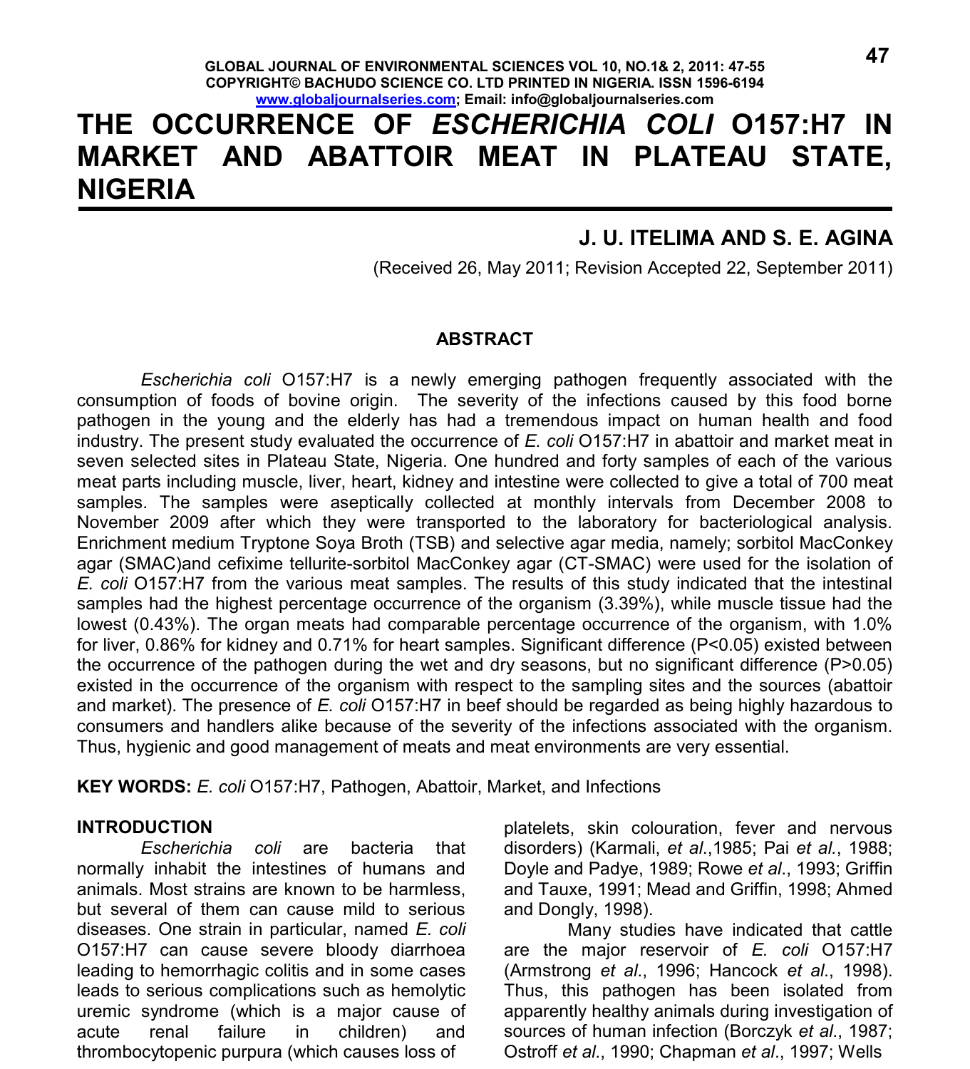# THE OCCURRENCE OF *ESCHERICHIA COLI* O157:H7 IN MARKET AND ABATTOIR MEAT IN PLATEAU STATE, NIGERIA

**J. U. ITELIMA AND S. E. AGINA**

(Received 26, May 2011; Revision Accepted 22, September 2011)

## ABSTRACT

*Escherichia coli* O157:H7 is a newly emerging pathogen frequently associated with the consumption of foods of bovine origin. The severity of the infections caused by this food borne pathogen in the young and the elderly has had a tremendous impact on human health and food industry. The present study evaluated the occurrence of *E. coli* O157:H7 in abattoir and market meat in seven selected sites in Plateau State, Nigeria. One hundred and forty samples of each of the various meat parts including muscle, liver, heart, kidney and intestine were collected to give a total of 700 meat samples. The samples were aseptically collected at monthly intervals from December 2008 to November 2009 after which they were transported to the laboratory for bacteriological analysis. Enrichment medium Tryptone Soya Broth (TSB) and selective agar media, namely; sorbitol MacConkey agar (SMAC)and cefixime tellurite-sorbitol MacConkey agar (CT-SMAC) were used for the isolation of *E. coli* O157:H7 from the various meat samples. The results of this study indicated that the intestinal samples had the highest percentage occurrence of the organism (3.39%), while muscle tissue had the lowest (0.43%). The organ meats had comparable percentage occurrence of the organism, with 1.0% for liver, 0.86% for kidney and 0.71% for heart samples. Significant difference ($P<0.05$) existed between the occurrence of the pathogen during the wet and dry seasons, but no significant difference ($P>0.05$) existed in the occurrence of the organism with respect to the sampling sites and the sources (abattoir and market). The presence of *E. coli* O157:H7 in beef should be regarded as being highly hazardous to consumers and handlers alike because of the severity of the infections associated with the organism. Thus, hygienic and good management of meats and meat environments are very essential.

**KEY WORDS:** *E. coli* O157:H7, Pathogen, Abattoir, Market, and Infections

## INTRODUCTION

*Escherichia coli* are bacteria that normally inhabit the intestines of humans and animals. Most strains are known to be harmless, but several of them can cause mild to serious diseases. One strain in particular, named *E. coli* O157:H7 can cause severe bloody diarrhoea leading to hemorrhagic colitis and in some cases leads to serious complications such as hemolytic uremic syndrome (which is a major cause of acute renal failure in children) and thrombocytopenic purpura (which causes loss of platelets, skin colouration, fever and nervous disorders) (Karmali, *et al*.,1985; Pai *et al*., 1988; Doyle and Padye, 1989; Rowe *et al*., 1993; Griffin and Tauxe, 1991; Mead and Griffin, 1998; Ahmed and Dongly, 1998).

Many studies have indicated that cattle are the major reservoir of *E. coli* O157:H7 (Armstrong *et al*., 1996; Hancock *et al*., 1998). Thus, this pathogen has been isolated from apparently healthy animals during investigation of sources of human infection (Borczyk *et al*., 1987; Ostroff *et al*., 1990; Chapman *et al*., 1997; Wells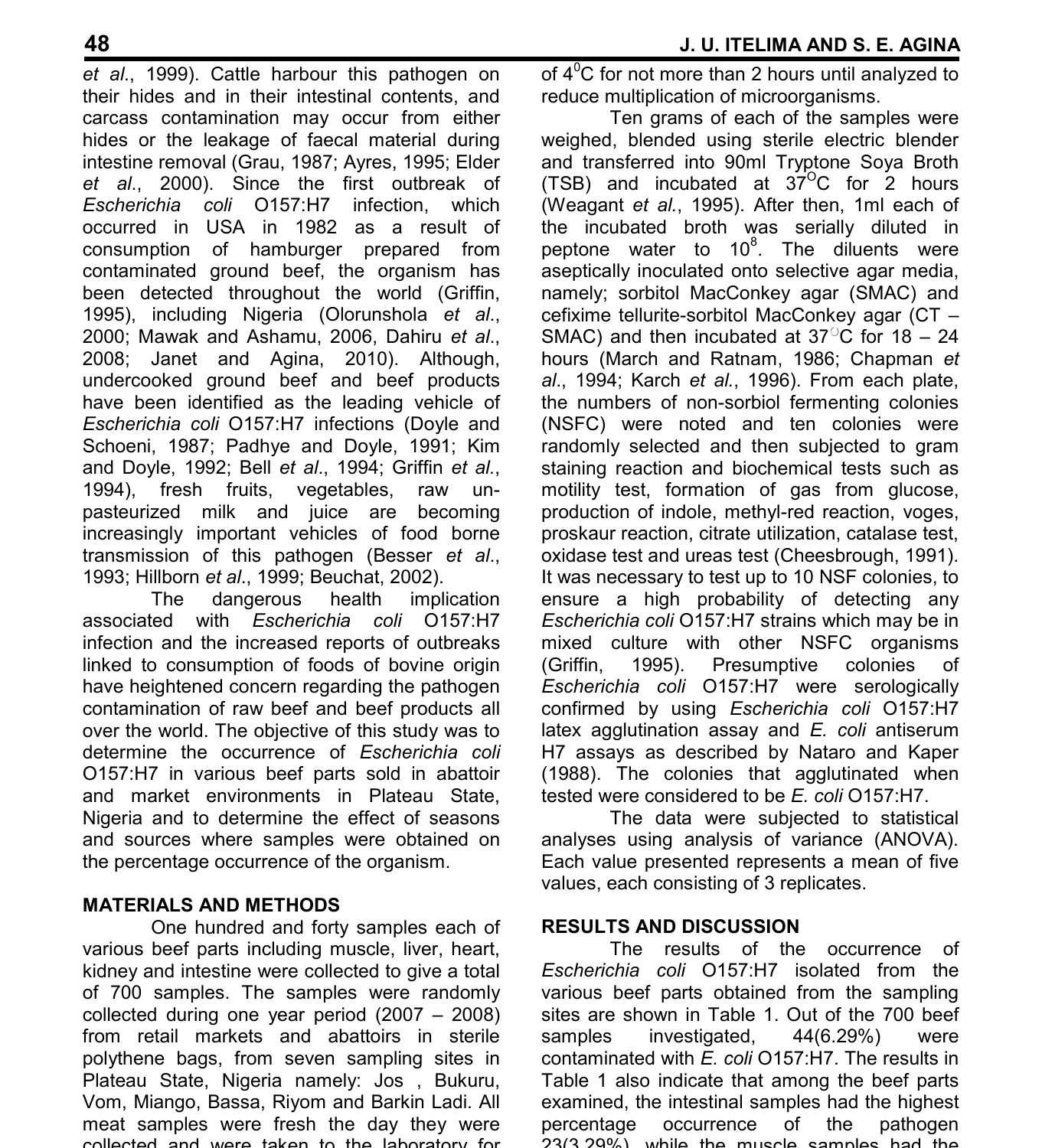*et al*., 1999). Cattle harbour this pathogen on their hides and in their intestinal contents, and carcass contamination may occur from either hides or the leakage of faecal material during intestine removal (Grau, 1987; Ayres, 1995; Elder *et al*., 2000). Since the first outbreak of *Escherichia coli* O157:H7 infection, which occurred in USA in 1982 as a result of consumption of hamburger prepared from contaminated ground beef, the organism has been detected throughout the world (Griffin, 1995), including Nigeria (Olorunshola *et al*., 2000; Mawak and Ashamu, 2006, Dahiru *et al*., 2008; Janet and Agina, 2010). Although, undercooked ground beef and beef products have been identified as the leading vehicle of *Escherichia coli* O157:H7 infections (Doyle and Schoeni, 1987; Padhye and Doyle, 1991; Kim and Doyle, 1992; Bell *et al*., 1994; Griffin *et al*., 1994), fresh fruits, vegetables, raw un-pasteurized milk and juice are becoming increasingly important vehicles of food borne transmission of this pathogen (Besser *et al*., 1993; Hillborn *et al*., 1999; Beuchat, 2002).

The dangerous health implication associated with *Escherichia coli* O157:H7 infection and the increased reports of outbreaks linked to consumption of foods of bovine origin have heightened concern regarding the pathogen contamination of raw beef and beef products all over the world. The objective of this study was to determine the occurrence of *Escherichia coli* O157:H7 in various beef parts sold in abattoir and market environments in Plateau State, Nigeria and to determine the effect of seasons and sources where samples were obtained on the percentage occurrence of the organism.

## MATERIALS AND METHODS

One hundred and forty samples each of various beef parts including muscle, liver, heart, kidney and intestine were collected to give a total of 700 samples. The samples were randomly collected during one year period (2007 – 2008) from retail markets and abattoirs in sterile polythene bags, from seven sampling sites in Plateau State, Nigeria namely: Jos , Bukuru, Vom, Miango, Bassa, Riyom and Barkin Ladi. All meat samples were fresh the day they were collected and were taken to the laboratory for of $4^0$C for not more than 2 hours until analyzed to reduce multiplication of microorganisms.

Ten grams of each of the samples were weighed, blended using sterile electric blender and transferred into 90ml Tryptone Soya Broth (TSB) and incubated at $37^{O}$C for 2 hours (Weagant *et al*., 1995). After then, 1ml each of the incubated broth was serially diluted in peptone water to $10^8$. The diluents were aseptically inoculated onto selective agar media, namely; sorbitol MacConkey agar (SMAC) and cefixime tellurite-sorbitol MacConkey agar (CT – SMAC) and then incubated at $37^{O}$C for 18 – 24 hours (March and Ratnam, 1986; Chapman *et al*., 1994; Karch *et al.*, 1996). From each plate, the numbers of non-sorbiol fermenting colonies (NSFC) were noted and ten colonies were randomly selected and then subjected to gram staining reaction and biochemical tests such as motility test, formation of gas from glucose, production of indole, methyl-red reaction, voges, proskaur reaction, citrate utilization, catalase test, oxidase test and ureas test (Cheesbrough, 1991). It was necessary to test up to 10 NSF colonies, to ensure a high probability of detecting any *Escherichia coli* O157:H7 strains which may be in mixed culture with other NSFC organisms (Griffin, 1995). Presumptive colonies of *Escherichia coli* O157:H7 were serologically confirmed by using *Escherichia coli* O157:H7 latex agglutination assay and *E. coli* antiserum H7 assays as described by Nataro and Kaper (1988). The colonies that agglutinated when tested were considered to be *E. coli* O157:H7.

The data were subjected to statistical analyses using analysis of variance (ANOVA). Each value presented represents a mean of five values, each consisting of 3 replicates.

## RESULTS AND DISCUSSION

The results of the occurrence of *Escherichia coli* O157:H7 isolated from the various beef parts obtained from the sampling sites are shown in Table 1. Out of the 700 beef samples investigated, 44(6.29%) were contaminated with *E. coli* O157:H7. The results in Table 1 also indicate that among the beef parts examined, the intestinal samples had the highest percentage occurrence of the pathogen 23(3.29%), while the muscle samples had the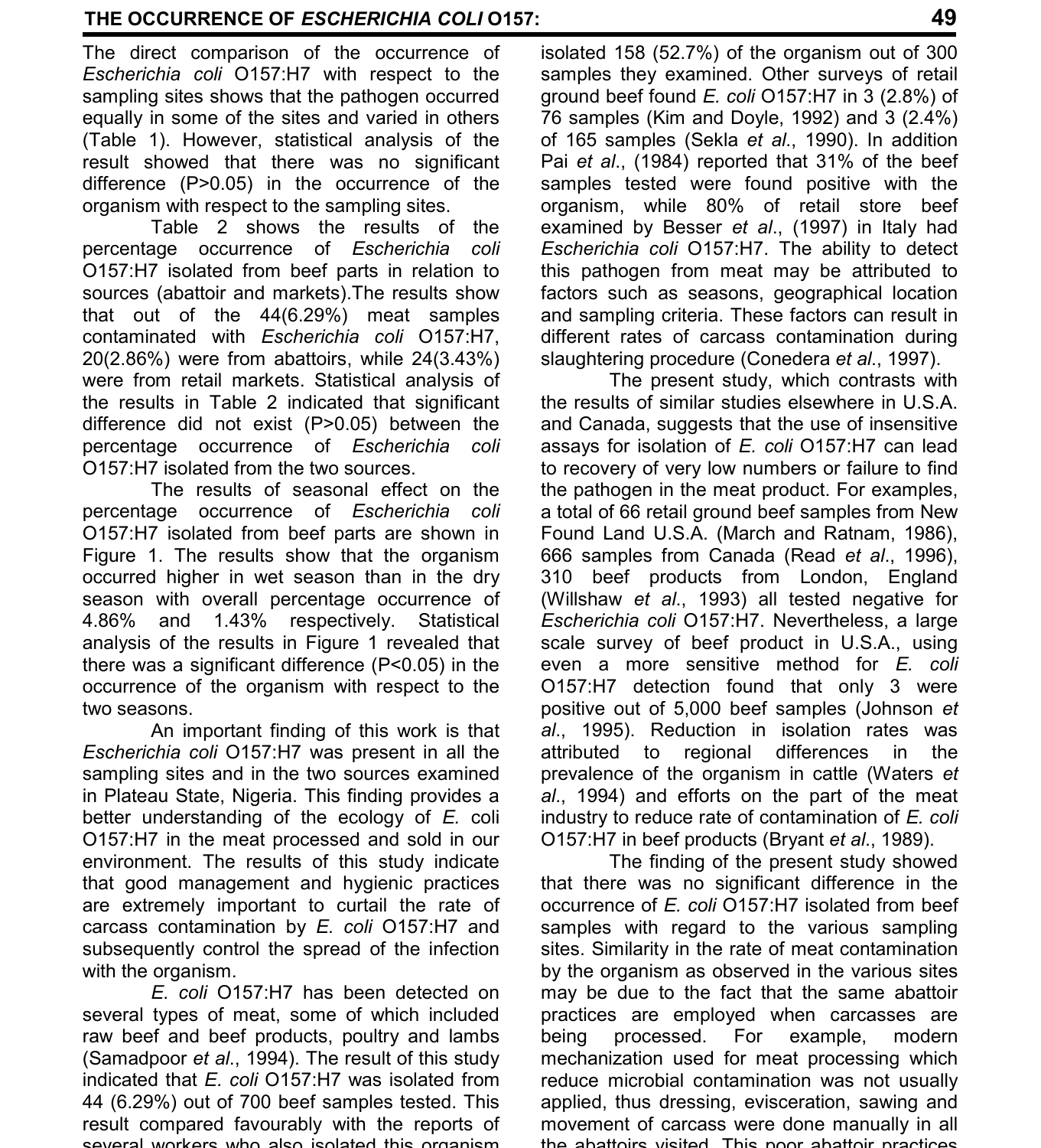The direct comparison of the occurrence of *Escherichia coli* O157:H7 with respect to the sampling sites shows that the pathogen occurred equally in some of the sites and varied in others (Table 1). However, statistical analysis of the result showed that there was no significant difference (P>0.05) in the occurrence of the organism with respect to the sampling sites.

Table 2 shows the results of the percentage occurrence of *Escherichia coli* O157:H7 isolated from beef parts in relation to sources (abattoir and markets).The results show that out of the 44(6.29%) meat samples contaminated with *Escherichia coli* O157:H7, 20(2.86%) were from abattoirs, while 24(3.43%) were from retail markets. Statistical analysis of the results in Table 2 indicated that significant difference did not exist (P>0.05) between the percentage occurrence of *Escherichia coli* O157:H7 isolated from the two sources.

The results of seasonal effect on the percentage occurrence of *Escherichia coli* O157:H7 isolated from beef parts are shown in Figure 1. The results show that the organism occurred higher in wet season than in the dry season with overall percentage occurrence of 4.86% and 1.43% respectively. Statistical analysis of the results in Figure 1 revealed that there was a significant difference (P<0.05) in the occurrence of the organism with respect to the two seasons.

An important finding of this work is that *Escherichia coli* O157:H7 was present in all the sampling sites and in the two sources examined in Plateau State, Nigeria. This finding provides a better understanding of the ecology of *E.* coli O157:H7 in the meat processed and sold in our environment. The results of this study indicate that good management and hygienic practices are extremely important to curtail the rate of carcass contamination by *E. coli* O157:H7 and subsequently control the spread of the infection with the organism.

*E. coli* O157:H7 has been detected on several types of meat, some of which included raw beef and beef products, poultry and lambs (Samadpoor *et al*., 1994). The result of this study indicated that *E. coli* O157:H7 was isolated from 44 (6.29%) out of 700 beef samples tested. This result compared favourably with the reports of several workers who also isolated this organism isolated 158 (52.7%) of the organism out of 300 samples they examined. Other surveys of retail ground beef found *E. coli* O157:H7 in 3 (2.8%) of 76 samples (Kim and Doyle, 1992) and 3 (2.4%) of 165 samples (Sekla *et al*., 1990). In addition Pai *et al*., (1984) reported that 31% of the beef samples tested were found positive with the organism, while 80% of retail store beef examined by Besser *et al*., (1997) in Italy had *Escherichia coli* O157:H7. The ability to detect this pathogen from meat may be attributed to factors such as seasons, geographical location and sampling criteria. These factors can result in different rates of carcass contamination during slaughtering procedure (Conedera *et al*., 1997).

The present study, which contrasts with the results of similar studies elsewhere in U.S.A. and Canada, suggests that the use of insensitive assays for isolation of *E. coli* O157:H7 can lead to recovery of very low numbers or failure to find the pathogen in the meat product. For examples, a total of 66 retail ground beef samples from New Found Land U.S.A. (March and Ratnam, 1986), 666 samples from Canada (Read *et al*., 1996), 310 beef products from London, England (Willshaw *et al*., 1993) all tested negative for *Escherichia coli* O157:H7. Nevertheless, a large scale survey of beef product in U.S.A., using even a more sensitive method for *E. coli* O157:H7 detection found that only 3 were positive out of 5,000 beef samples (Johnson *et al*., 1995). Reduction in isolation rates was attributed to regional differences in the prevalence of the organism in cattle (Waters *et al*., 1994) and efforts on the part of the meat industry to reduce rate of contamination of *E. coli* O157:H7 in beef products (Bryant *et al*., 1989).

The finding of the present study showed that there was no significant difference in the occurrence of *E. coli* O157:H7 isolated from beef samples with regard to the various sampling sites. Similarity in the rate of meat contamination by the organism as observed in the various sites may be due to the fact that the same abattoir practices are employed when carcasses are being processed. For example, modern mechanization used for meat processing which reduce microbial contamination was not usually applied, thus dressing, evisceration, sawing and movement of carcass were done manually in all the abattoirs visited. This poor abattoir practices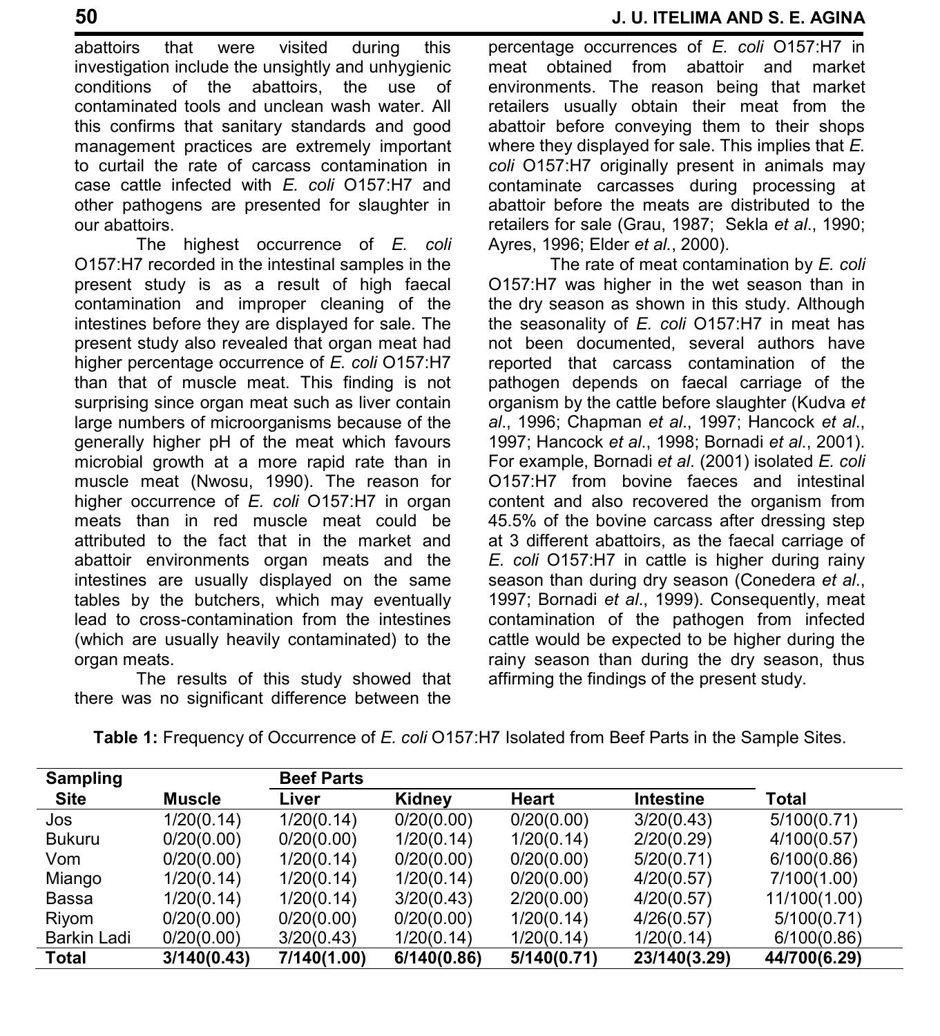abattoirs that were visited during this investigation include the unsightly and unhygienic conditions of the abattoirs, the use of contaminated tools and unclean wash water. All this confirms that sanitary standards and good management practices are extremely important to curtail the rate of carcass contamination in case cattle infected with *E. coli* O157:H7 and other pathogens are presented for slaughter in our abattoirs.

The highest occurrence of *E. coli* O157:H7 recorded in the intestinal samples in the present study is as a result of high faecal contamination and improper cleaning of the intestines before they are displayed for sale. The present study also revealed that organ meat had higher percentage occurrence of *E. coli* O157:H7 than that of muscle meat. This finding is not surprising since organ meat such as liver contain large numbers of microorganisms because of the generally higher pH of the meat which favours microbial growth at a more rapid rate than in muscle meat (Nwosu, 1990). The reason for higher occurrence of *E. coli* O157:H7 in organ meats than in red muscle meat could be attributed to the fact that in the market and abattoir environments organ meats and the intestines are usually displayed on the same tables by the butchers, which may eventually lead to cross-contamination from the intestines (which are usually heavily contaminated) to the organ meats.

The results of this study showed that there was no significant difference between the percentage occurrences of *E. coli* O157:H7 in meat obtained from abattoir and market environments. The reason being that market retailers usually obtain their meat from the abattoir before conveying them to their shops where they displayed for sale. This implies that *E. coli* O157:H7 originally present in animals may contaminate carcasses during processing at abattoir before the meats are distributed to the retailers for sale (Grau, 1987; Sekla *et al*., 1990; Ayres, 1996; Elder *et al*., 2000).

The rate of meat contamination by *E. coli* O157:H7 was higher in the wet season than in the dry season as shown in this study. Although the seasonality of *E. coli* O157:H7 in meat has not been documented, several authors have reported that carcass contamination of the pathogen depends on faecal carriage of the organism by the cattle before slaughter (Kudva *et al*., 1996; Chapman *et al*., 1997; Hancock *et al*., 1997; Hancock *et al*., 1998; Bornadi *et al*., 2001). For example, Bornadi *et al*. (2001) isolated *E. coli* O157:H7 from bovine faeces and intestinal content and also recovered the organism from 45.5% of the bovine carcass after dressing step at 3 different abattoirs, as the faecal carriage of *E. coli* O157:H7 in cattle is higher during rainy season than during dry season (Conedera *et al*., 1997; Bornadi *et al*., 1999). Consequently, meat contamination of the pathogen from infected cattle would be expected to be higher during the rainy season than during the dry season, thus affirming the findings of the present study.

**Table 1:** Frequency of Occurrence of *E. coli* O157:H7 Isolated from Beef Parts in the Sample Sites.

| Sampling Site | Beef Parts | | | | | Total |
|---|---|---|---|---|---|---|
| | Muscle | Liver | Kidney | Heart | Intestine | |
| Jos | 1/20(0.14) | 1/20(0.14) | 0/20(0.00) | 0/20(0.00) | 3/20(0.43) | 5/100(0.71) |
| Bukuru | 0/20(0.00) | 0/20(0.00) | 1/20(0.14) | 1/20(0.14) | 2/20(0.29) | 4/100(0.57) |
| Vom | 0/20(0.00) | 1/20(0.14) | 0/20(0.00) | 0/20(0.00) | 5/20(0.71) | 6/100(0.86) |
| Miango | 1/20(0.14) | 1/20(0.14) | 1/20(0.14) | 0/20(0.00) | 4/20(0.57) | 7/100(1.00) |
| Bassa | 1/20(0.14) | 1/20(0.14) | 3/20(0.43) | 2/20(0.00) | 4/20(0.57) | 11/100(1.00) |
| Riyom | 0/20(0.00) | 0/20(0.00) | 0/20(0.00) | 1/20(0.14) | 4/26(0.57) | 5/100(0.71) |
| Barkin Ladi | 0/20(0.00) | 3/20(0.43) | 1/20(0.14) | 1/20(0.14) | 1/20(0.14) | 6/100(0.86) |
| **Total** | **3/140(0.43)** | **7/140(1.00)** | **6/140(0.86)** | **5/140(0.71)** | **23/140(3.29)** | **44/700(6.29)** |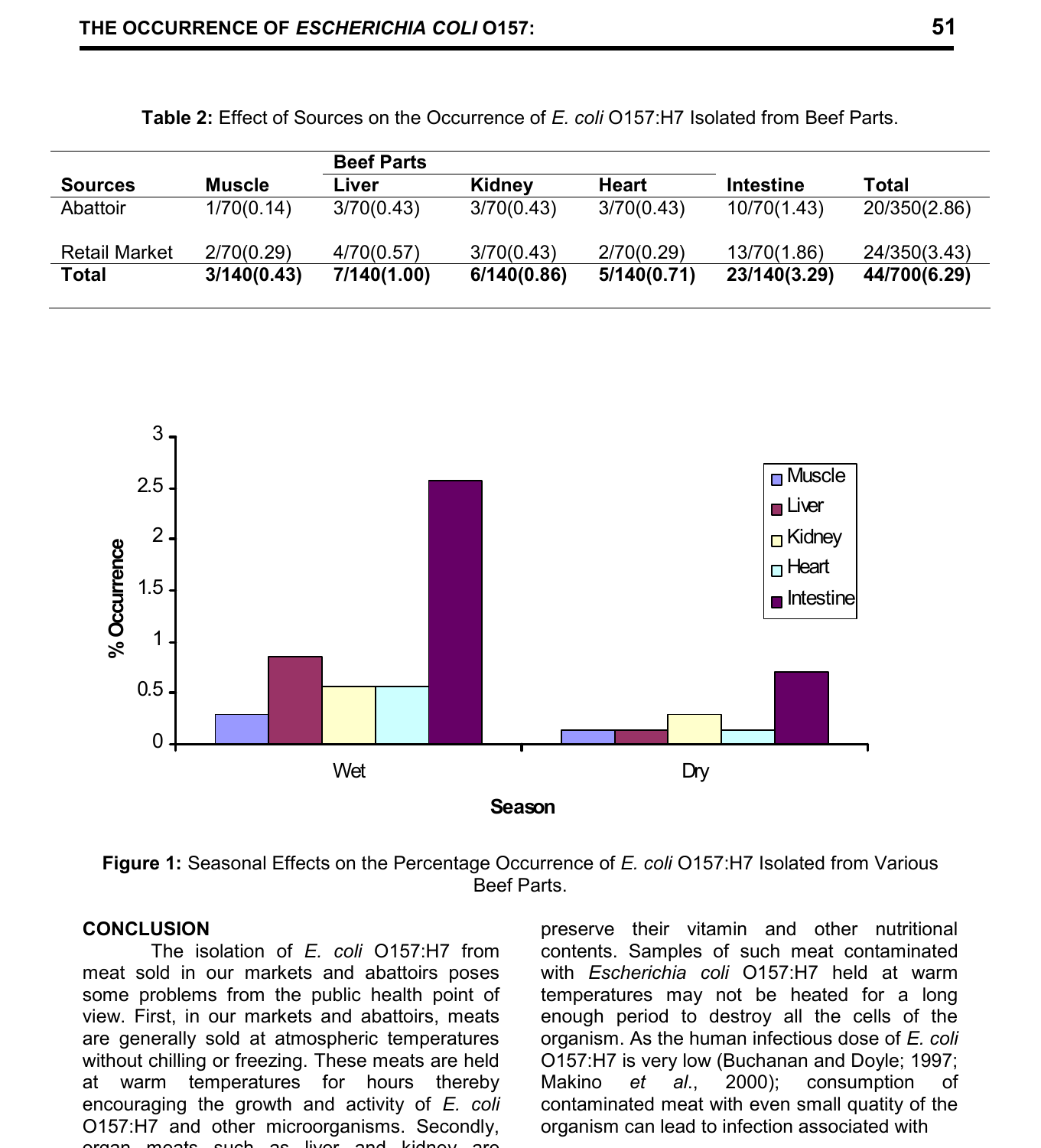**Table 2:** Effect of Sources on the Occurrence of *E. coli* O157:H7 Isolated from Beef Parts.

| Sources | Beef Parts | | | | | |
|---|---|---|---|---|---|---|
| | Muscle | Liver | Kidney | Heart | Intestine | Total |
| Abattoir | 1/70(0.14) | 3/70(0.43) | 3/70(0.43) | 3/70(0.43) | 10/70(1.43) | 20/350(2.86) |
| Retail Market | 2/70(0.29) | 4/70(0.57) | 3/70(0.43) | 2/70(0.29) | 13/70(1.86) | 24/350(3.43) |
| **Total** | **3/140(0.43)** | **7/140(1.00)** | **6/140(0.86)** | **5/140(0.71)** | **23/140(3.29)** | **44/700(6.29)** |

**Figure 1:** Seasonal Effects on the Percentage Occurrence of *E. coli* O157:H7 Isolated from Various Beef Parts.

## CONCLUSION

The isolation of *E. coli* O157:H7 from meat sold in our markets and abattoirs poses some problems from the public health point of view. First, in our markets and abattoirs, meats are generally sold at atmospheric temperatures without chilling or freezing. These meats are held at warm temperatures for hours thereby encouraging the growth and activity of *E. coli* O157:H7 and other microorganisms. Secondly, organ meats such as liver and kidney are preserve their vitamin and other nutritional contents. Samples of such meat contaminated with *Escherichia coli* O157:H7 held at warm temperatures may not be heated for a long enough period to destroy all the cells of the organism. As the human infectious dose of *E. coli* O157:H7 is very low (Buchanan and Doyle; 1997; Makino *et al*., 2000); consumption of contaminated meat with even small quatity of the organism can lead to infection associated with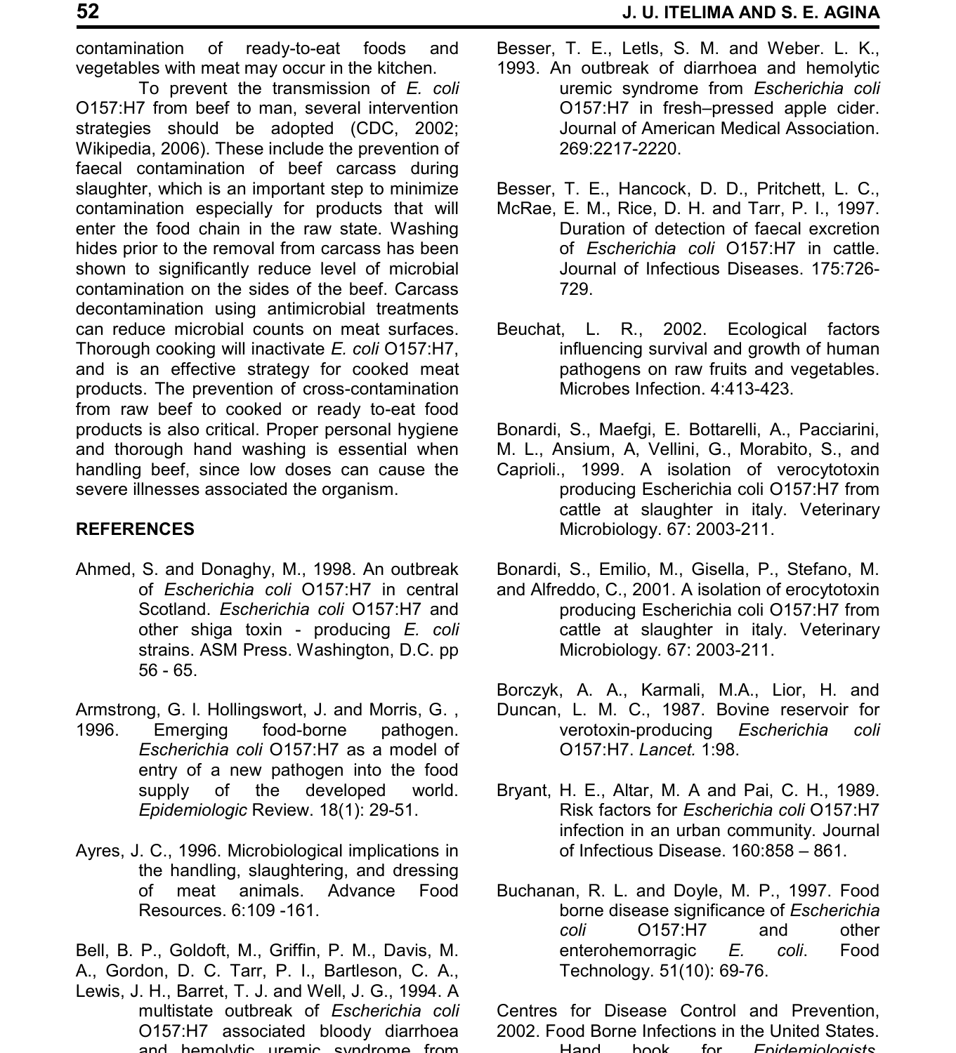contamination of ready-to-eat foods and vegetables with meat may occur in the kitchen.

To prevent the transmission of *E. coli* O157:H7 from beef to man, several intervention strategies should be adopted (CDC, 2002; Wikipedia, 2006). These include the prevention of faecal contamination of beef carcass during slaughter, which is an important step to minimize contamination especially for products that will enter the food chain in the raw state. Washing hides prior to the removal from carcass has been shown to significantly reduce level of microbial contamination on the sides of the beef. Carcass decontamination using antimicrobial treatments can reduce microbial counts on meat surfaces. Thorough cooking will inactivate *E. coli* O157:H7, and is an effective strategy for cooked meat products. The prevention of cross-contamination from raw beef to cooked or ready to-eat food products is also critical. Proper personal hygiene and thorough hand washing is essential when handling beef, since low doses can cause the severe illnesses associated the organism.

## REFERENCES

Ahmed, S. and Donaghy, M., 1998. An outbreak of *Escherichia coli* O157:H7 in central Scotland. *Escherichia coli* O157:H7 and other shiga toxin - producing *E. coli* strains. ASM Press. Washington, D.C. pp 56 - 65.

Armstrong, G. l. Hollingswort, J. and Morris, G. , 1996. Emerging food-borne pathogen. *Escherichia coli* O157:H7 as a model of entry of a new pathogen into the food supply of the developed world. *Epidemiologic* Review. 18(1): 29-51.

Ayres, J. C., 1996. Microbiological implications in the handling, slaughtering, and dressing of meat animals. Advance Food Resources. 6:109 -161.

Bell, B. P., Goldoft, M., Griffin, P. M., Davis, M. A., Gordon, D. C. Tarr, P. I., Bartleson, C. A., Lewis, J. H., Barret, T. J. and Well, J. G., 1994. A multistate outbreak of *Escherichia coli* O157:H7 associated bloody diarrhoea and hemolytic uremic syndrome from

Besser, T. E., Letls, S. M. and Weber. L. K., 1993. An outbreak of diarrhoea and hemolytic uremic syndrome from *Escherichia coli* O157:H7 in fresh–pressed apple cider. Journal of American Medical Association. 269:2217-2220.

Besser, T. E., Hancock, D. D., Pritchett, L. C., McRae, E. M., Rice, D. H. and Tarr, P. I., 1997. Duration of detection of faecal excretion of *Escherichia coli* O157:H7 in cattle. Journal of Infectious Diseases. 175:726-729.

Beuchat, L. R., 2002. Ecological factors influencing survival and growth of human pathogens on raw fruits and vegetables. Microbes Infection. 4:413-423.

Bonardi, S., Maefgi, E. Bottarelli, A., Pacciarini, M. L., Ansium, A, Vellini, G., Morabito, S., and Caprioli., 1999. A isolation of verocytotoxin producing Escherichia coli O157:H7 from cattle at slaughter in italy. Veterinary Microbiology. 67: 2003-211.

Bonardi, S., Emilio, M., Gisella, P., Stefano, M. and Alfreddo, C., 2001. A isolation of erocytotoxin producing Escherichia coli O157:H7 from cattle at slaughter in italy. Veterinary Microbiology. 67: 2003-211.

Borczyk, A. A., Karmali, M.A., Lior, H. and Duncan, L. M. C., 1987. Bovine reservoir for verotoxin-producing *Escherichia coli* O157:H7. *Lancet.* 1:98.

Bryant, H. E., Altar, M. A and Pai, C. H., 1989. Risk factors for *Escherichia coli* O157:H7 infection in an urban community. Journal of Infectious Disease. 160:858 – 861.

Buchanan, R. L. and Doyle, M. P., 1997. Food borne disease significance of *Escherichia coli* O157:H7 and other enterohemorragic *E. coli*. Food Technology. 51(10): 69-76.

Centres for Disease Control and Prevention, 2002. Food Borne Infections in the United States. Hand book for *Epidemiologists*.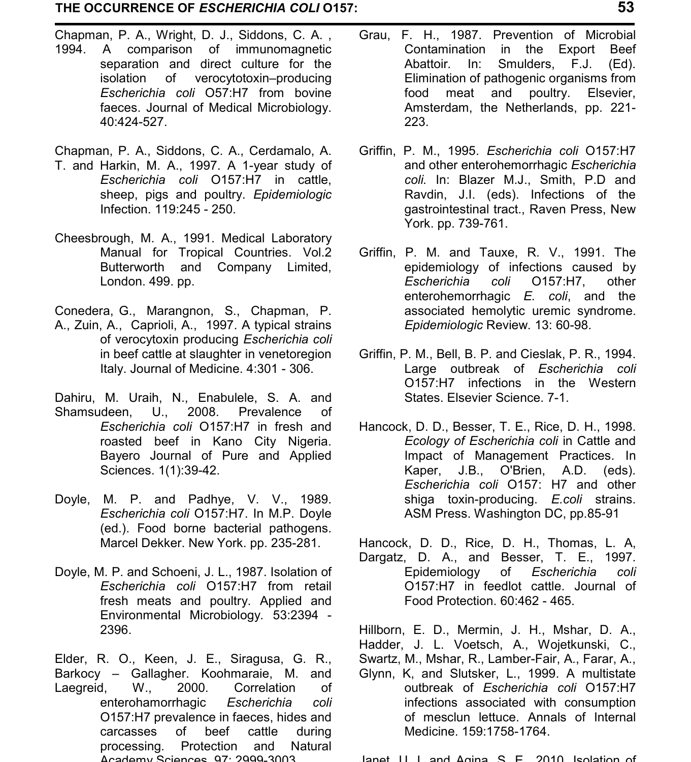Chapman, P. A., Wright, D. J., Siddons, C. A. , 1994. A comparison of immunomagnetic separation and direct culture for the isolation of verocytotoxin–producing *Escherichia coli* O57:H7 from bovine faeces. Journal of Medical Microbiology. 40:424-527.

Chapman, P. A., Siddons, C. A., Cerdamalo, A. T. and Harkin, M. A., 1997. A 1-year study of *Escherichia coli* O157:H7 in cattle, sheep, pigs and poultry. *Epidemiologic* Infection. 119:245 - 250.

Cheesbrough, M. A., 1991. Medical Laboratory Manual for Tropical Countries. Vol.2 Butterworth and Company Limited, London. 499. pp.

Conedera, G., Marangnon, S., Chapman, P. A., Zuin, A., Caprioli, A., 1997. A typical strains of verocytoxin producing *Escherichia coli* in beef cattle at slaughter in venetoregion Italy. Journal of Medicine. 4:301 - 306.

Dahiru, M. Uraih, N., Enabulele, S. A. and Shamsudeen, U., 2008. Prevalence of *Escherichia coli* O157:H7 in fresh and roasted beef in Kano City Nigeria. Bayero Journal of Pure and Applied Sciences. 1(1):39-42.

Doyle, M. P. and Padhye, V. V., 1989. *Escherichia coli* O157:H7. In M.P. Doyle (ed.). Food borne bacterial pathogens. Marcel Dekker. New York. pp. 235-281.

Doyle, M. P. and Schoeni, J. L., 1987. Isolation of *Escherichia coli* O157:H7 from retail fresh meats and poultry. Applied and Environmental Microbiology. 53:2394 - 2396.

Elder, R. O., Keen, J. E., Siragusa, G. R., Barkocy – Gallagher. Koohmaraie, M. and Laegreid, W., 2000. Correlation of enterohamorrhagic *Escherichia coli* O157:H7 prevalence in faeces, hides and carcasses of beef cattle during processing. Protection and Natural Academy Sciences. 97: 2999-3003.

Grau, F. H., 1987. Prevention of Microbial Contamination in the Export Beef Abattoir. In: Smulders, F.J. (Ed). Elimination of pathogenic organisms from food meat and poultry. Elsevier, Amsterdam, the Netherlands, pp. 221-223.

Griffin, P. M., 1995. *Escherichia coli* O157:H7 and other enterohemorrhagic *Escherichia coli.* In: Blazer M.J., Smith, P.D and Ravdin, J.I. (eds). Infections of the gastrointestinal tract., Raven Press, New York. pp. 739-761.

Griffin, P. M. and Tauxe, R. V., 1991. The epidemiology of infections caused by *Escherichia coli* O157:H7, other enterohemorrhagic *E. coli*, and the associated hemolytic uremic syndrome. *Epidemiologic* Review. 13: 60-98.

Griffin, P. M., Bell, B. P. and Cieslak, P. R., 1994. Large outbreak of *Escherichia coli* O157:H7 infections in the Western States. Elsevier Science. 7-1.

Hancock, D. D., Besser, T. E., Rice, D. H., 1998. *Ecology of Escherichia coli* in Cattle and Impact of Management Practices. In Kaper, J.B., O'Brien, A.D. (eds). *Escherichia coli* O157: H7 and other shiga toxin-producing. *E.coli* strains. ASM Press. Washington DC, pp.85-91

Hancock, D. D., Rice, D. H., Thomas, L. A, Dargatz, D. A., and Besser, T. E., 1997. Epidemiology of *Escherichia coli* O157:H7 in feedlot cattle. Journal of Food Protection. 60:462 - 465.

Hillborn, E. D., Mermin, J. H., Mshar, D. A., Hadder, J. L. Voetsch, A., Wojetkunski, C., Swartz, M., Mshar, R., Lamber-Fair, A., Farar, A., Glynn, K, and Slutsker, L., 1999. A multistate outbreak of *Escherichia coli* O157:H7 infections associated with consumption of mesclun lettuce. Annals of Internal Medicine. 159:1758-1764.

Janet, U. I. and Agina, S. E., 2010. Isolation of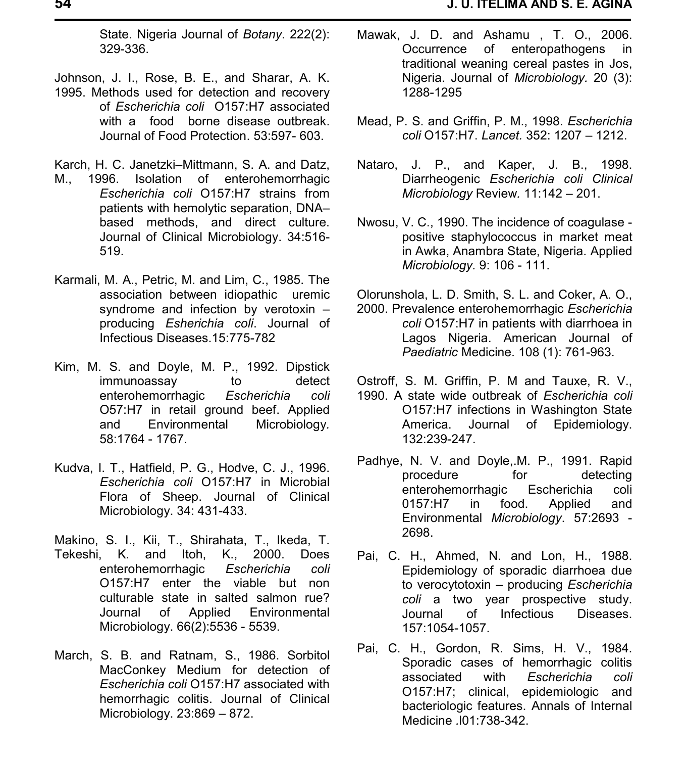State. Nigeria Journal of *Botany*. 222(2): 329-336.

Johnson, J. I., Rose, B. E., and Sharar, A. K. 1995. Methods used for detection and recovery of *Escherichia coli* O157:H7 associated with a food borne disease outbreak. Journal of Food Protection. 53:597- 603.

Karch, H. C. Janetzki–Mittmann, S. A. and Datz, M., 1996. Isolation of enterohemorrhagic *Escherichia coli* O157:H7 strains from patients with hemolytic separation, DNA–based methods, and direct culture. Journal of Clinical Microbiology. 34:516-519.

Karmali, M. A., Petric, M. and Lim, C., 1985. The association between idiopathic uremic syndrome and infection by verotoxin – producing *Esherichia coli*. Journal of Infectious Diseases.15:775-782

Kim, M. S. and Doyle, M. P., 1992. Dipstick immunoassay to detect enterohemorrhagic *Escherichia coli* O57:H7 in retail ground beef. Applied and Environmental Microbiology. 58:1764 - 1767.

Kudva, I. T., Hatfield, P. G., Hodve, C. J., 1996. *Escherichia coli* O157:H7 in Microbial Flora of Sheep. Journal of Clinical Microbiology. 34: 431-433.

Makino, S. I., Kii, T., Shirahata, T., Ikeda, T. Tekeshi, K. and Itoh, K., 2000. Does enterohemorrhagic *Escherichia coli* O157:H7 enter the viable but non culturable state in salted salmon rue? Journal of Applied Environmental Microbiology. 66(2):5536 - 5539.

March, S. B. and Ratnam, S., 1986. Sorbitol MacConkey Medium for detection of *Escherichia coli* O157:H7 associated with hemorrhagic colitis. Journal of Clinical Microbiology. 23:869 – 872.

Mawak, J. D. and Ashamu , T. O., 2006. Occurrence of enteropathogens in traditional weaning cereal pastes in Jos, Nigeria. Journal of *Microbiology*. 20 (3): 1288-1295

Mead, P. S. and Griffin, P. M., 1998. *Escherichia coli* O157:H7. *Lancet.* 352: 1207 – 1212.

Nataro, J. P., and Kaper, J. B., 1998. Diarrheogenic *Escherichia coli Clinical Microbiology* Review. 11:142 – 201.

Nwosu, V. C., 1990. The incidence of coagulase - positive staphylococcus in market meat in Awka, Anambra State, Nigeria. Applied *Microbiology*. 9: 106 - 111.

Olorunshola, L. D. Smith, S. L. and Coker, A. O., 2000. Prevalence enterohemorrhagic *Escherichia coli* O157:H7 in patients with diarrhoea in Lagos Nigeria. American Journal of *Paediatric* Medicine. 108 (1): 761-963.

Ostroff, S. M. Griffin, P. M and Tauxe, R. V., 1990. A state wide outbreak of *Escherichia coli* O157:H7 infections in Washington State America. Journal of Epidemiology. 132:239-247.

Padhye, N. V. and Doyle,.M. P., 1991. Rapid procedure for detecting enterohemorrhagic Escherichia coli 0157:H7 in food. Applied and Environmental *Microbiology*. 57:2693 - 2698.

Pai, C. H., Ahmed, N. and Lon, H., 1988. Epidemiology of sporadic diarrhoea due to verocytotoxin – producing *Escherichia coli* a two year prospective study. Journal of Infectious Diseases. 157:1054-1057.

Pai, C. H., Gordon, R. Sims, H. V., 1984. Sporadic cases of hemorrhagic colitis associated with *Escherichia coli* O157:H7; clinical, epidemiologic and bacteriologic features. Annals of Internal Medicine .l01:738-342.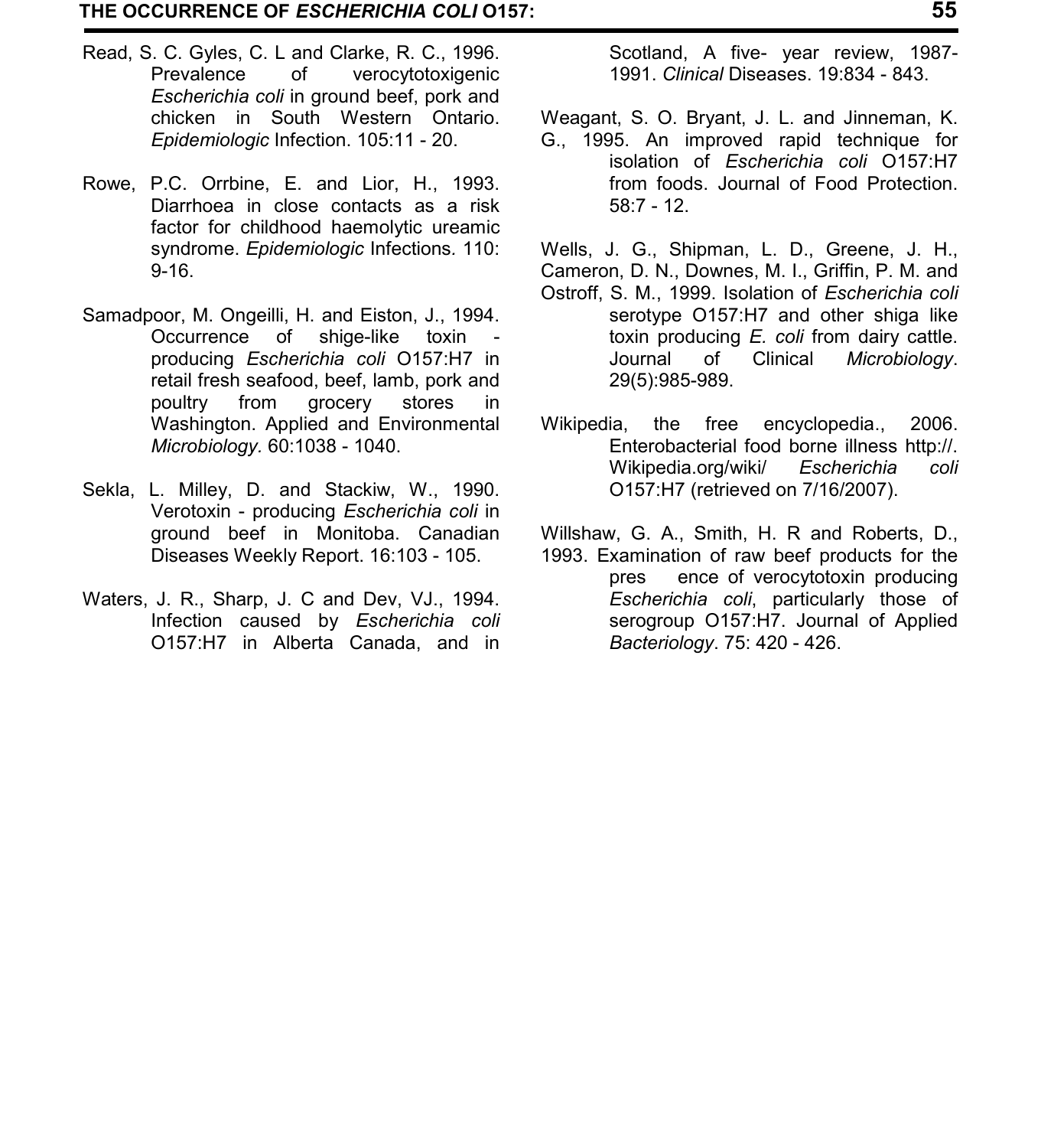Read, S. C. Gyles, C. L and Clarke, R. C., 1996. Prevalence of verocytotoxigenic *Escherichia coli* in ground beef, pork and chicken in South Western Ontario. *Epidemiologic* Infection. 105:11 - 20.

Rowe, P.C. Orrbine, E. and Lior, H., 1993. Diarrhoea in close contacts as a risk factor for childhood haemolytic ureamic syndrome. *Epidemiologic* Infections. 110: 9-16.

Samadpoor, M. Ongeilli, H. and Eiston, J., 1994. Occurrence of shige-like toxin - producing *Escherichia coli* O157:H7 in retail fresh seafood, beef, lamb, pork and poultry from grocery stores in Washington. Applied and Environmental *Microbiology.* 60:1038 - 1040.

Sekla, L. Milley, D. and Stackiw, W., 1990. Verotoxin - producing *Escherichia coli* in ground beef in Monitoba. Canadian Diseases Weekly Report. 16:103 - 105.

Waters, J. R., Sharp, J. C and Dev, VJ., 1994. Infection caused by *Escherichia coli* O157:H7 in Alberta Canada, and in Scotland, A five- year review, 1987-1991. *Clinical* Diseases. 19:834 - 843.

Weagant, S. O. Bryant, J. L. and Jinneman, K. G., 1995. An improved rapid technique for isolation of *Escherichia coli* O157:H7 from foods. Journal of Food Protection. 58:7 - 12.

Wells, J. G., Shipman, L. D., Greene, J. H., Cameron, D. N., Downes, M. I., Griffin, P. M. and Ostroff, S. M., 1999. Isolation of *Escherichia coli* serotype O157:H7 and other shiga like toxin producing *E. coli* from dairy cattle. Journal of Clinical *Microbiology*. 29(5):985-989.

Wikipedia, the free encyclopedia., 2006. Enterobacterial food borne illness http://. Wikipedia.org/wiki/ *Escherichia coli* O157:H7 (retrieved on 7/16/2007).

Willshaw, G. A., Smith, H. R and Roberts, D., 1993. Examination of raw beef products for the pres ence of verocytotoxin producing *Escherichia coli*, particularly those of serogroup O157:H7. Journal of Applied *Bacteriology*. 75: 420 - 426.